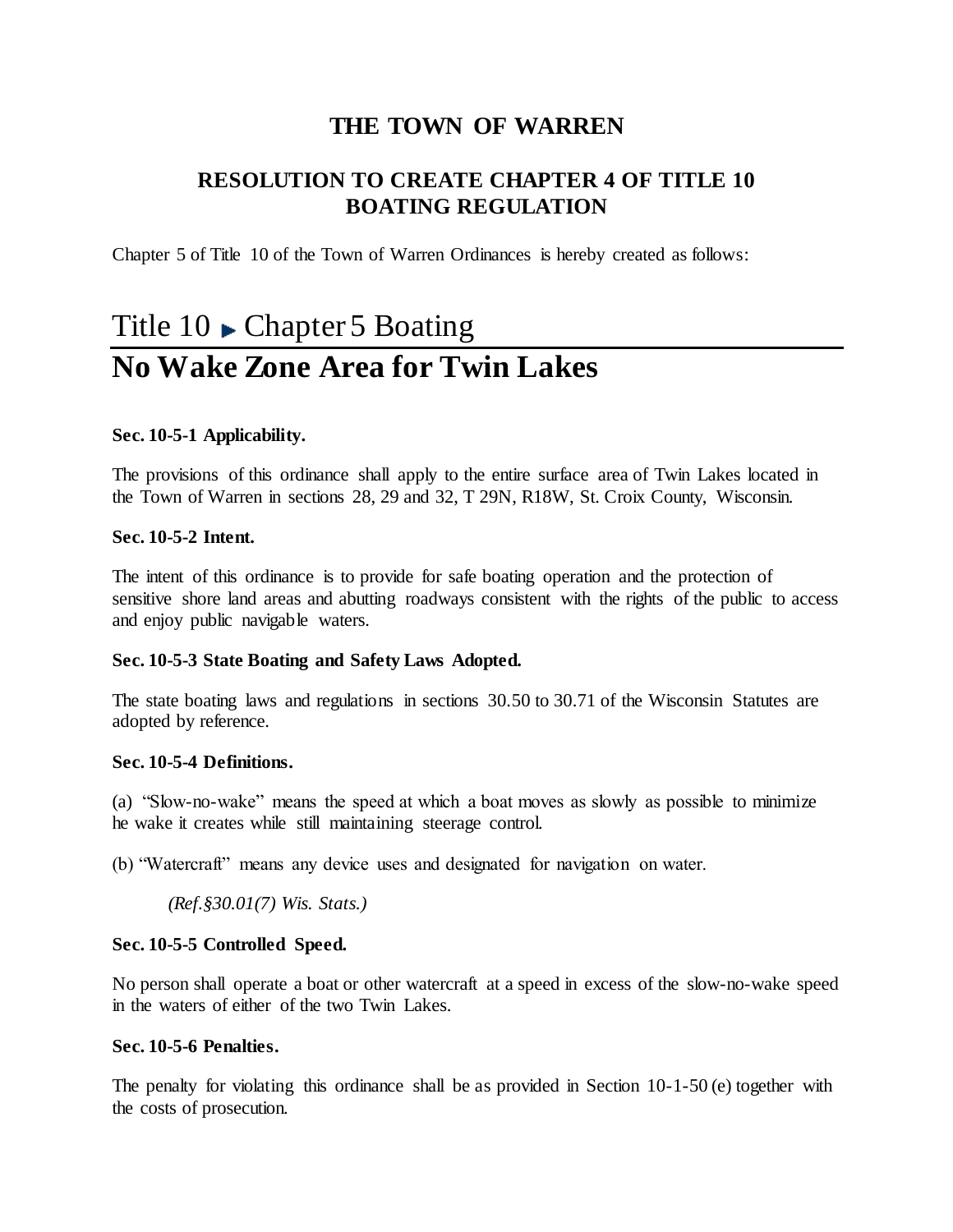# THE TOWN OF WARREN

## RESOLUTION TO CREATE CHAPTER 4 OF TITLE 10 BOATING REGULATION

Chapter 5 of Title 10 of the Town of Warren Ordinances is hereby created as follows:

# Title 10 ► Chapter 5 Boating

# No Wake Zone Area for Twin Lakes

**Sec. 10-5-1 Applicability.**

The provisions of this ordinance shall apply to the entire surface area of Twin Lakes located in the Town of Warren in sections 28, 29 and 32, T 29N, R18W, St. Croix County, Wisconsin.

**Sec. 10-5-2 Intent.**

The intent of this ordinance is to provide for safe boating operation and the protection of sensitive shore land areas and abutting roadways consistent with the rights of the public to access and enjoy public navigable waters.

**Sec. 10-5-3 State Boating and Safety Laws Adopted.**

The state boating laws and regulations in sections 30.50 to 30.71 of the Wisconsin Statutes are adopted by reference.

**Sec. 10-5-4 Definitions.**

(a) "Slow-no-wake" means the speed at which a boat moves as slowly as possible to minimize he wake it creates while still maintaining steerage control.

(b) "Watercraft" means any device uses and designated for navigation on water.

*(Ref.§30.01(7) Wis. Stats.)*

**Sec. 10-5-5 Controlled Speed.**

No person shall operate a boat or other watercraft at a speed in excess of the slow-no-wake speed in the waters of either of the two Twin Lakes.

**Sec. 10-5-6 Penalties.**

The penalty for violating this ordinance shall be as provided in Section 10-1-50 (e) together with the costs of prosecution.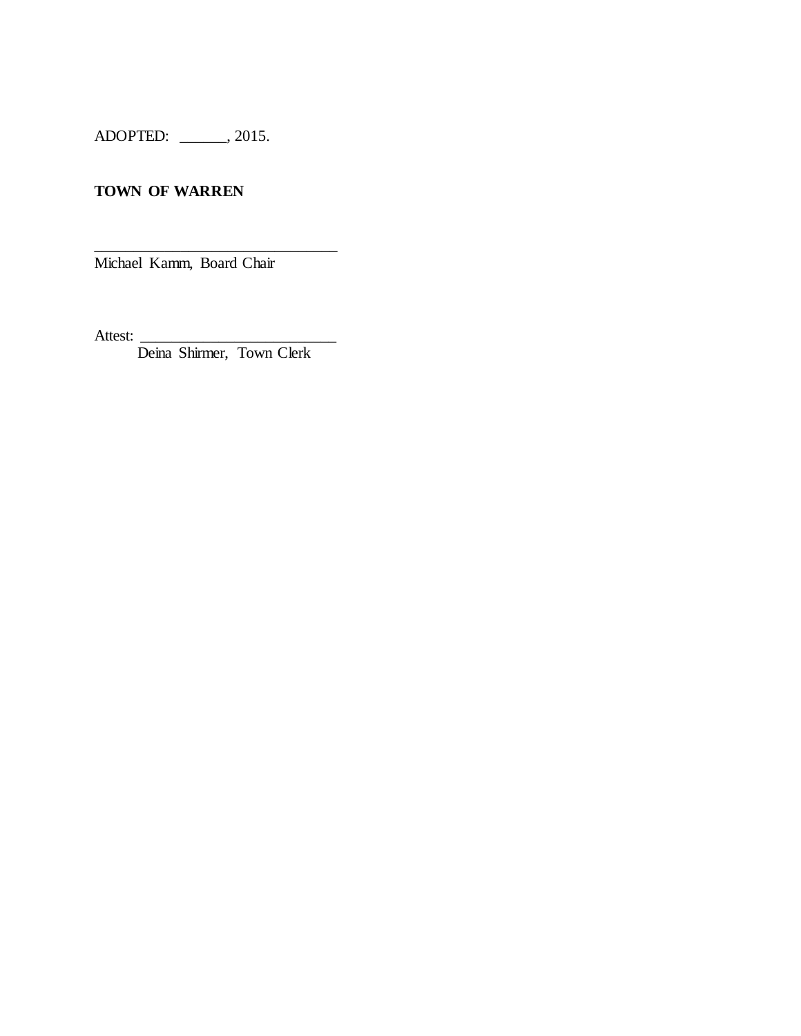ADOPTED: ______, 2015.

**TOWN OF WARREN**

_______________________________
Michael Kamm, Board Chair

Attest: _________________________
Deina Shirmer, Town Clerk